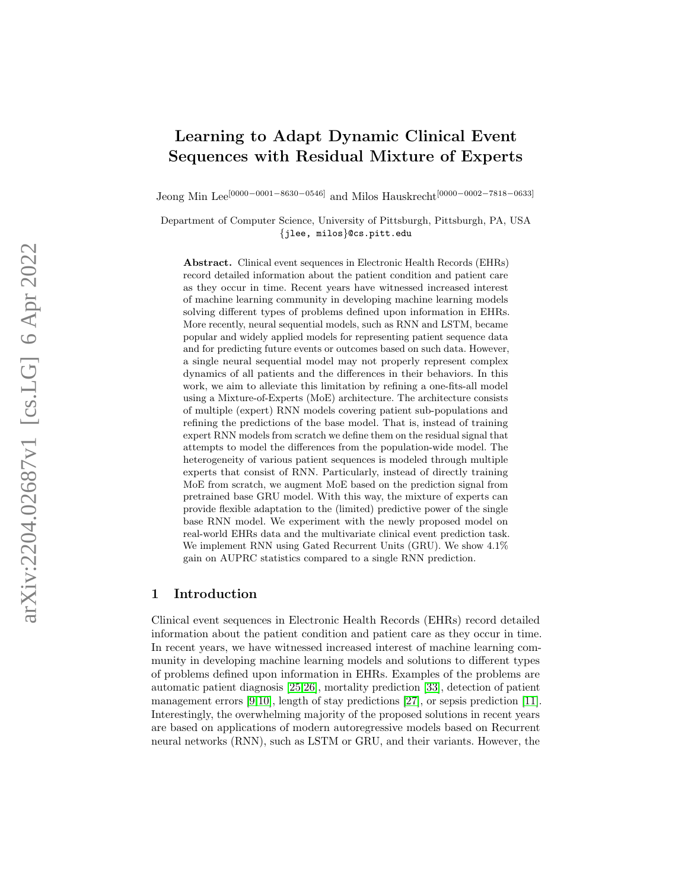# Learning to Adapt Dynamic Clinical Event Sequences with Residual Mixture of Experts

Jeong Min Lee[0000−0001−8630−0546] and Milos Hauskrecht[0000−0002−7818−0633]

Department of Computer Science, University of Pittsburgh, Pittsburgh, PA, USA
{jlee, milos}@cs.pitt.edu

**Abstract.** Clinical event sequences in Electronic Health Records (EHRs) record detailed information about the patient condition and patient care as they occur in time. Recent years have witnessed increased interest of machine learning community in developing machine learning models solving different types of problems defined upon information in EHRs. More recently, neural sequential models, such as RNN and LSTM, became popular and widely applied models for representing patient sequence data and for predicting future events or outcomes based on such data. However, a single neural sequential model may not properly represent complex dynamics of all patients and the differences in their behaviors. In this work, we aim to alleviate this limitation by refining a one-fits-all model using a Mixture-of-Experts (MoE) architecture. The architecture consists of multiple (expert) RNN models covering patient sub-populations and refining the predictions of the base model. That is, instead of training expert RNN models from scratch we define them on the residual signal that attempts to model the differences from the population-wide model. The heterogeneity of various patient sequences is modeled through multiple experts that consist of RNN. Particularly, instead of directly training MoE from scratch, we augment MoE based on the prediction signal from pretrained base GRU model. With this way, the mixture of experts can provide flexible adaptation to the (limited) predictive power of the single base RNN model. We experiment with the newly proposed model on real-world EHRs data and the multivariate clinical event prediction task. We implement RNN using Gated Recurrent Units (GRU). We show 4.1% gain on AUPRC statistics compared to a single RNN prediction.

## 1 Introduction

Clinical event sequences in Electronic Health Records (EHRs) record detailed information about the patient condition and patient care as they occur in time. In recent years, we have witnessed increased interest of machine learning community in developing machine learning models and solutions to different types of problems defined upon information in EHRs. Examples of the problems are automatic patient diagnosis [25,26], mortality prediction [33], detection of patient management errors [9,10], length of stay predictions [27], or sepsis prediction [11]. Interestingly, the overwhelming majority of the proposed solutions in recent years are based on applications of modern autoregressive models based on Recurrent neural networks (RNN), such as LSTM or GRU, and their variants. However, the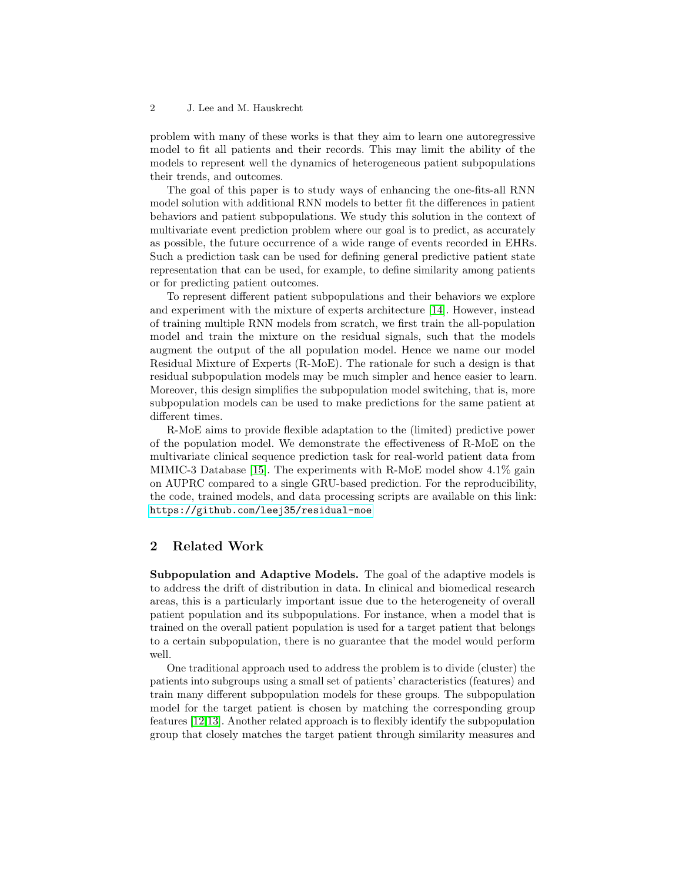problem with many of these works is that they aim to learn one autoregressive model to fit all patients and their records. This may limit the ability of the models to represent well the dynamics of heterogeneous patient subpopulations their trends, and outcomes.

The goal of this paper is to study ways of enhancing the one-fits-all RNN model solution with additional RNN models to better fit the differences in patient behaviors and patient subpopulations. We study this solution in the context of multivariate event prediction problem where our goal is to predict, as accurately as possible, the future occurrence of a wide range of events recorded in EHRs. Such a prediction task can be used for defining general predictive patient state representation that can be used, for example, to define similarity among patients or for predicting patient outcomes.

To represent different patient subpopulations and their behaviors we explore and experiment with the mixture of experts architecture [14]. However, instead of training multiple RNN models from scratch, we first train the all-population model and train the mixture on the residual signals, such that the models augment the output of the all population model. Hence we name our model Residual Mixture of Experts (R-MoE). The rationale for such a design is that residual subpopulation models may be much simpler and hence easier to learn. Moreover, this design simplifies the subpopulation model switching, that is, more subpopulation models can be used to make predictions for the same patient at different times.

R-MoE aims to provide flexible adaptation to the (limited) predictive power of the population model. We demonstrate the effectiveness of R-MoE on the multivariate clinical sequence prediction task for real-world patient data from MIMIC-3 Database [15]. The experiments with R-MoE model show 4.1% gain on AUPRC compared to a single GRU-based prediction. For the reproducibility, the code, trained models, and data processing scripts are available on this link: https://github.com/leej35/residual-moe

## 2 Related Work

**Subpopulation and Adaptive Models.** The goal of the adaptive models is to address the drift of distribution in data. In clinical and biomedical research areas, this is a particularly important issue due to the heterogeneity of overall patient population and its subpopulations. For instance, when a model that is trained on the overall patient population is used for a target patient that belongs to a certain subpopulation, there is no guarantee that the model would perform well.

One traditional approach used to address the problem is to divide (cluster) the patients into subgroups using a small set of patients' characteristics (features) and train many different subpopulation models for these groups. The subpopulation model for the target patient is chosen by matching the corresponding group features [12,13]. Another related approach is to flexibly identify the subpopulation group that closely matches the target patient through similarity measures and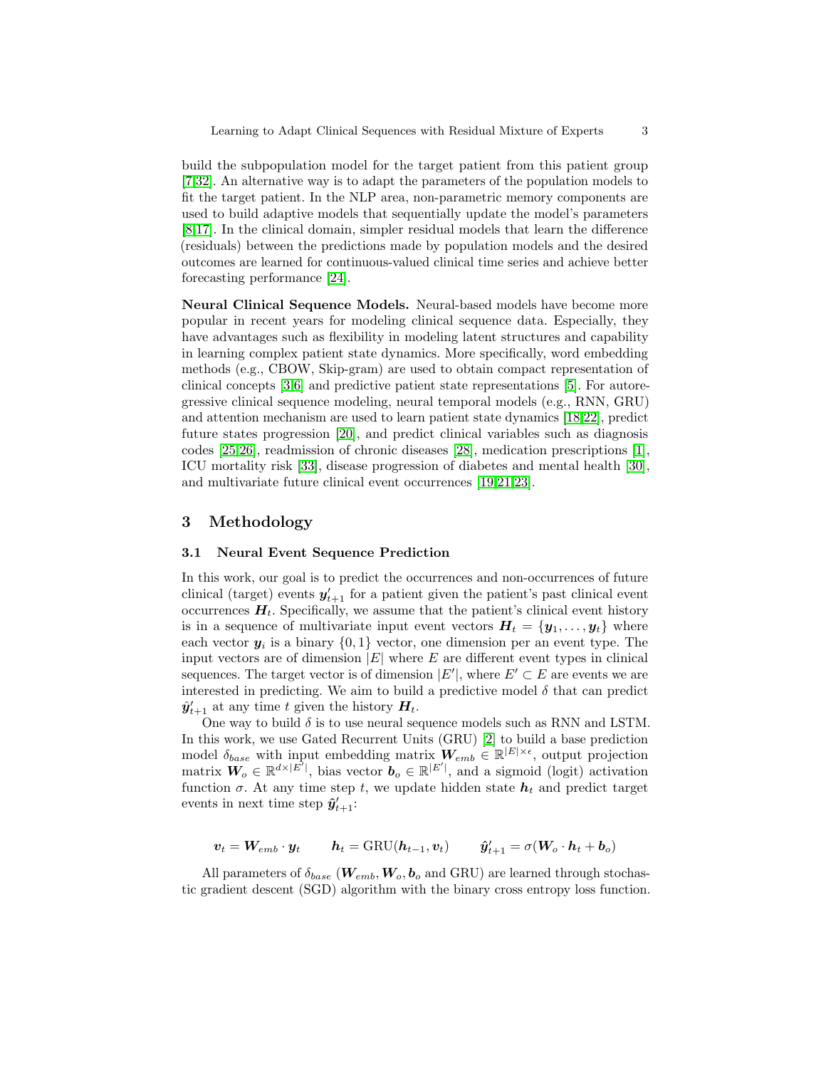build the subpopulation model for the target patient from this patient group [7,32]. An alternative way is to adapt the parameters of the population models to fit the target patient. In the NLP area, non-parametric memory components are used to build adaptive models that sequentially update the model's parameters [8,17]. In the clinical domain, simpler residual models that learn the difference (residuals) between the predictions made by population models and the desired outcomes are learned for continuous-valued clinical time series and achieve better forecasting performance [24].

**Neural Clinical Sequence Models.** Neural-based models have become more popular in recent years for modeling clinical sequence data. Especially, they have advantages such as flexibility in modeling latent structures and capability in learning complex patient state dynamics. More specifically, word embedding methods (e.g., CBOW, Skip-gram) are used to obtain compact representation of clinical concepts [3,6] and predictive patient state representations [5]. For autoregressive clinical sequence modeling, neural temporal models (e.g., RNN, GRU) and attention mechanism are used to learn patient state dynamics [18,22], predict future states progression [20], and predict clinical variables such as diagnosis codes [25,26], readmission of chronic diseases [28], medication prescriptions [1], ICU mortality risk [33], disease progression of diabetes and mental health [30], and multivariate future clinical event occurrences [19,21,23].

# 3 Methodology

## 3.1 Neural Event Sequence Prediction

In this work, our goal is to predict the occurrences and non-occurrences of future clinical (target) events $\boldsymbol{y}'_{t+1}$ for a patient given the patient's past clinical event occurrences $\boldsymbol{H}_t$. Specifically, we assume that the patient's clinical event history is in a sequence of multivariate input event vectors $\boldsymbol{H}_t = \{\boldsymbol{y}_1, \ldots, \boldsymbol{y}_t\}$ where each vector $\boldsymbol{y}_i$ is a binary $\{0, 1\}$ vector, one dimension per an event type. The input vectors are of dimension $|E|$ where $E$ are different event types in clinical sequences. The target vector is of dimension $|E'|$, where $E' \subset E$ are events we are interested in predicting. We aim to build a predictive model $\delta$ that can predict $\hat{\boldsymbol{y}}'_{t+1}$ at any time $t$ given the history $\boldsymbol{H}_t$.

One way to build $\delta$ is to use neural sequence models such as RNN and LSTM. In this work, we use Gated Recurrent Units (GRU) [2] to build a base prediction model $\delta_{base}$ with input embedding matrix $\boldsymbol{W}_{emb} \in \mathbb{R}^{|E| \times \epsilon}$, output projection matrix $\boldsymbol{W}_o \in \mathbb{R}^{d \times |E'|}$, bias vector $\boldsymbol{b}_o \in \mathbb{R}^{|E'|}$, and a sigmoid (logit) activation function $\sigma$. At any time step $t$, we update hidden state $\boldsymbol{h}_t$ and predict target events in next time step $\hat{\boldsymbol{y}}'_{t+1}$:

$$\boldsymbol{v}_t = \boldsymbol{W}_{emb} \cdot \boldsymbol{y}_t \qquad \boldsymbol{h}_t = \text{GRU}(\boldsymbol{h}_{t-1}, \boldsymbol{v}_t) \qquad \hat{\boldsymbol{y}}'_{t+1} = \sigma(\boldsymbol{W}_o \cdot \boldsymbol{h}_t + \boldsymbol{b}_o)$$

All parameters of $\delta_{base}$ ($\boldsymbol{W}_{emb}, \boldsymbol{W}_o, \boldsymbol{b}_o$ and GRU) are learned through stochastic gradient descent (SGD) algorithm with the binary cross entropy loss function.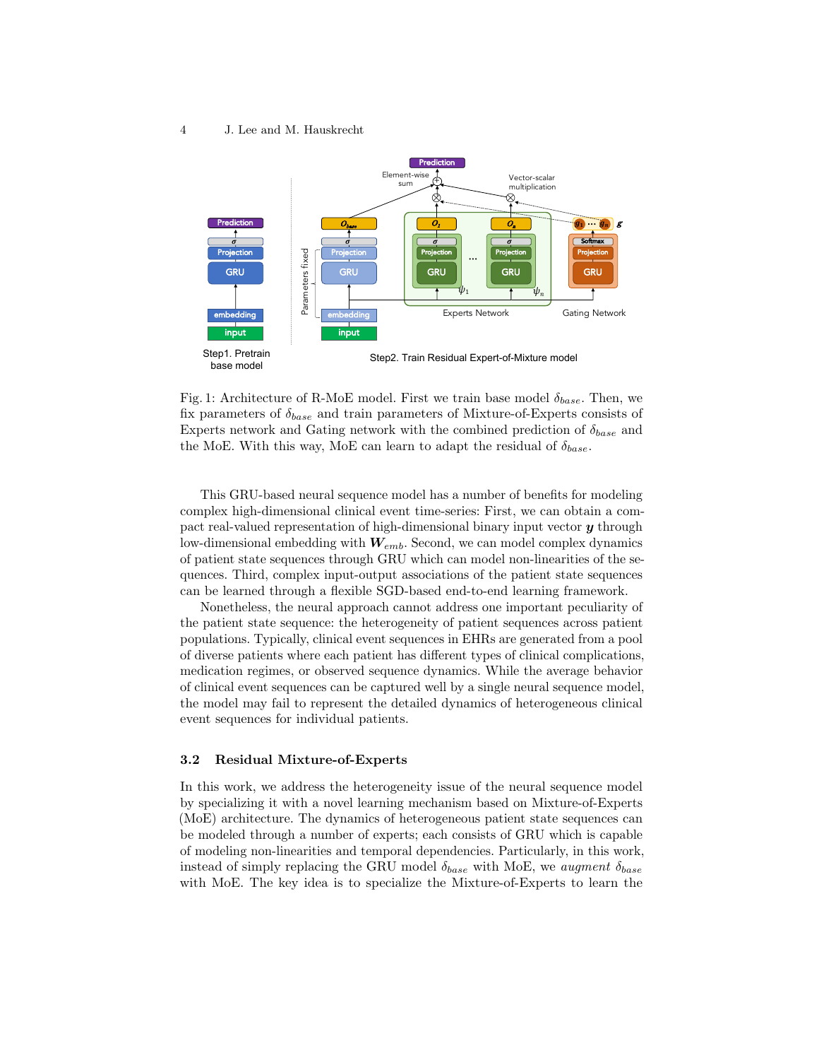Fig. 1: Architecture of R-MoE model. First we train base model $\delta_{base}$. Then, we fix parameters of $\delta_{base}$ and train parameters of Mixture-of-Experts consists of Experts network and Gating network with the combined prediction of $\delta_{base}$ and the MoE. With this way, MoE can learn to adapt the residual of $\delta_{base}$.

This GRU-based neural sequence model has a number of benefits for modeling complex high-dimensional clinical event time-series: First, we can obtain a compact real-valued representation of high-dimensional binary input vector $\boldsymbol{y}$ through low-dimensional embedding with $\boldsymbol{W}_{emb}$. Second, we can model complex dynamics of patient state sequences through GRU which can model non-linearities of the sequences. Third, complex input-output associations of the patient state sequences can be learned through a flexible SGD-based end-to-end learning framework.

Nonetheless, the neural approach cannot address one important peculiarity of the patient state sequence: the heterogeneity of patient sequences across patient populations. Typically, clinical event sequences in EHRs are generated from a pool of diverse patients where each patient has different types of clinical complications, medication regimes, or observed sequence dynamics. While the average behavior of clinical event sequences can be captured well by a single neural sequence model, the model may fail to represent the detailed dynamics of heterogeneous clinical event sequences for individual patients.

### 3.2 Residual Mixture-of-Experts

In this work, we address the heterogeneity issue of the neural sequence model by specializing it with a novel learning mechanism based on Mixture-of-Experts (MoE) architecture. The dynamics of heterogeneous patient state sequences can be modeled through a number of experts; each consists of GRU which is capable of modeling non-linearities and temporal dependencies. Particularly, in this work, instead of simply replacing the GRU model $\delta_{base}$ with MoE, we *augment* $\delta_{base}$ with MoE. The key idea is to specialize the Mixture-of-Experts to learn the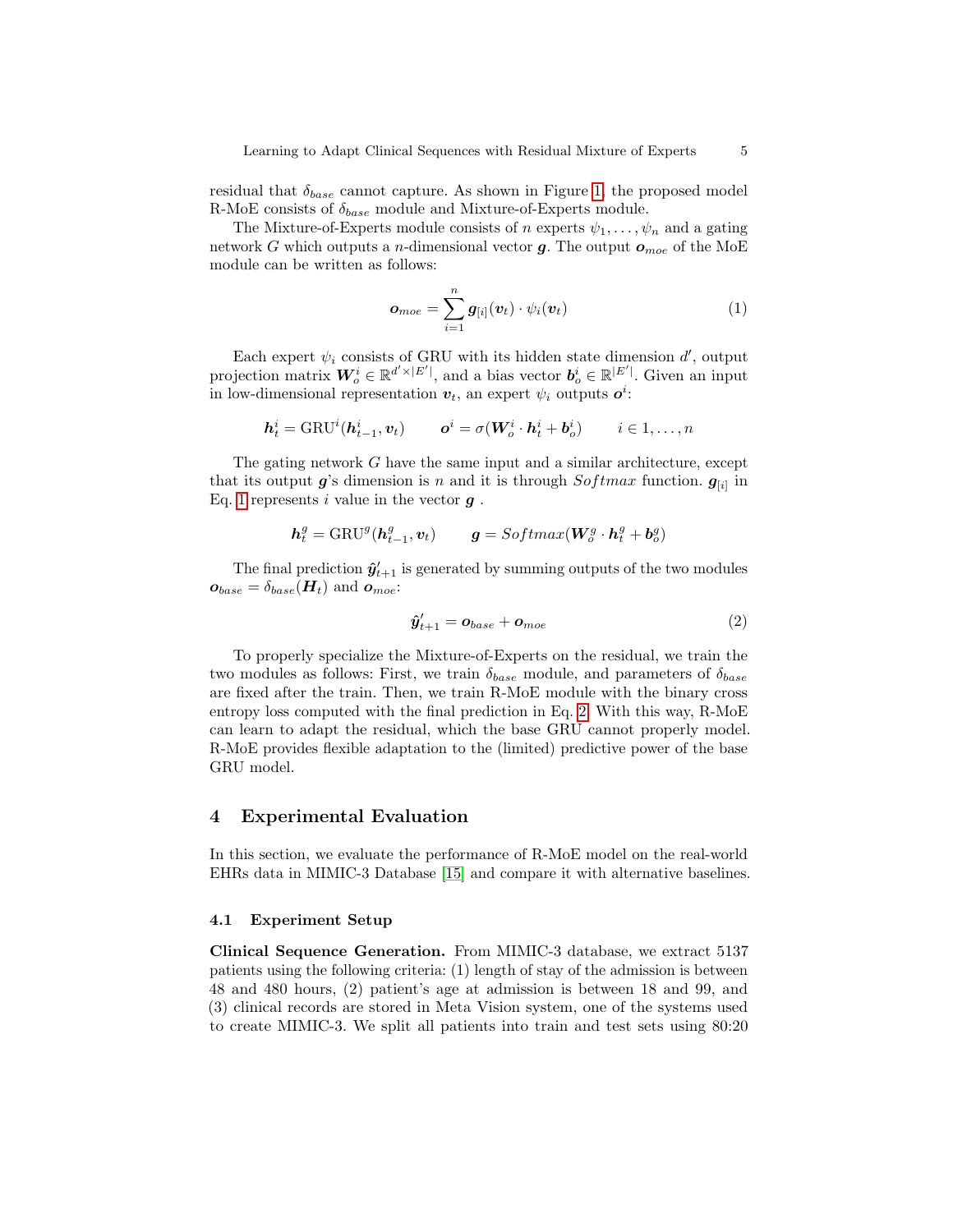residual that $\delta_{base}$ cannot capture. As shown in Figure 1, the proposed model R-MoE consists of $\delta_{base}$ module and Mixture-of-Experts module.

The Mixture-of-Experts module consists of $n$ experts $\psi_1, \ldots, \psi_n$ and a gating network $G$ which outputs a $n$-dimensional vector $\boldsymbol{g}$. The output $\boldsymbol{o}_{moe}$ of the MoE module can be written as follows:

$$\boldsymbol{o}_{moe} = \sum_{i=1}^{n} \boldsymbol{g}_{[i]}(\boldsymbol{v}_t) \cdot \psi_i(\boldsymbol{v}_t) \tag{1}$$

Each expert $\psi_i$ consists of GRU with its hidden state dimension $d'$, output projection matrix $\boldsymbol{W}_o^i \in \mathbb{R}^{d' \times |E'|}$, and a bias vector $\boldsymbol{b}_o^i \in \mathbb{R}^{|E'|}$. Given an input in low-dimensional representation $\boldsymbol{v}_t$, an expert $\psi_i$ outputs $\boldsymbol{o}^i$:

$$\boldsymbol{h}_t^i = \mathrm{GRU}^i(\boldsymbol{h}_{t-1}^i, \boldsymbol{v}_t) \qquad \boldsymbol{o}^i = \sigma(\boldsymbol{W}_o^i \cdot \boldsymbol{h}_t^i + \boldsymbol{b}_o^i) \qquad i \in 1, \ldots, n$$

The gating network $G$ have the same input and a similar architecture, except that its output $\boldsymbol{g}$'s dimension is $n$ and it is through $Softmax$ function. $\boldsymbol{g}_{[i]}$ in Eq. 1 represents $i$ value in the vector $\boldsymbol{g}$ .

$$\boldsymbol{h}_t^g = \mathrm{GRU}^g(\boldsymbol{h}_{t-1}^g, \boldsymbol{v}_t) \qquad \boldsymbol{g} = Softmax(\boldsymbol{W}_o^g \cdot \boldsymbol{h}_t^g + \boldsymbol{b}_o^g)$$

The final prediction $\hat{\boldsymbol{y}}'_{t+1}$ is generated by summing outputs of the two modules $\boldsymbol{o}_{base} = \delta_{base}(\boldsymbol{H}_t)$ and $\boldsymbol{o}_{moe}$:

$$\hat{\boldsymbol{y}}'_{t+1} = \boldsymbol{o}_{base} + \boldsymbol{o}_{moe} \tag{2}$$

To properly specialize the Mixture-of-Experts on the residual, we train the two modules as follows: First, we train $\delta_{base}$ module, and parameters of $\delta_{base}$ are fixed after the train. Then, we train R-MoE module with the binary cross entropy loss computed with the final prediction in Eq. 2. With this way, R-MoE can learn to adapt the residual, which the base GRU cannot properly model. R-MoE provides flexible adaptation to the (limited) predictive power of the base GRU model.

## 4 Experimental Evaluation

In this section, we evaluate the performance of R-MoE model on the real-world EHRs data in MIMIC-3 Database [15] and compare it with alternative baselines.

### 4.1 Experiment Setup

**Clinical Sequence Generation.** From MIMIC-3 database, we extract 5137 patients using the following criteria: (1) length of stay of the admission is between 48 and 480 hours, (2) patient's age at admission is between 18 and 99, and (3) clinical records are stored in Meta Vision system, one of the systems used to create MIMIC-3. We split all patients into train and test sets using 80:20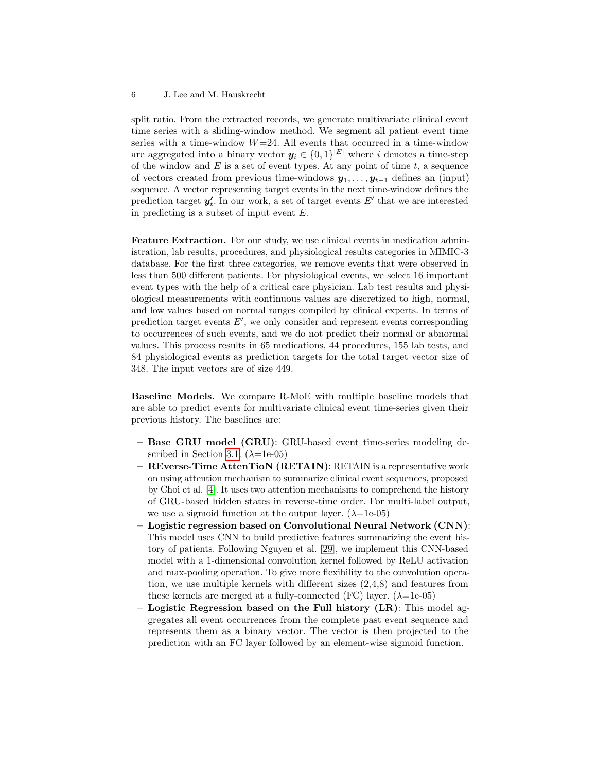split ratio. From the extracted records, we generate multivariate clinical event time series with a sliding-window method. We segment all patient event time series with a time-window $W$=24. All events that occurred in a time-window are aggregated into a binary vector $\boldsymbol{y}_i \in \{0,1\}^{|E|}$ where $i$ denotes a time-step of the window and $E$ is a set of event types. At any point of time $t$, a sequence of vectors created from previous time-windows $\boldsymbol{y}_1, \ldots, \boldsymbol{y}_{t-1}$ defines an (input) sequence. A vector representing target events in the next time-window defines the prediction target $\boldsymbol{y}'_t$. In our work, a set of target events $E'$ that we are interested in predicting is a subset of input event $E$.

**Feature Extraction.** For our study, we use clinical events in medication administration, lab results, procedures, and physiological results categories in MIMIC-3 database. For the first three categories, we remove events that were observed in less than 500 different patients. For physiological events, we select 16 important event types with the help of a critical care physician. Lab test results and physiological measurements with continuous values are discretized to high, normal, and low values based on normal ranges compiled by clinical experts. In terms of prediction target events $E'$, we only consider and represent events corresponding to occurrences of such events, and we do not predict their normal or abnormal values. This process results in 65 medications, 44 procedures, 155 lab tests, and 84 physiological events as prediction targets for the total target vector size of 348. The input vectors are of size 449.

**Baseline Models.** We compare R-MoE with multiple baseline models that are able to predict events for multivariate clinical event time-series given their previous history. The baselines are:

- **Base GRU model (GRU)**: GRU-based event time-series modeling described in Section 3.1. ($\lambda$=1e-05)
- **REverse-Time AttenTioN (RETAIN)**: RETAIN is a representative work on using attention mechanism to summarize clinical event sequences, proposed by Choi et al. [4]. It uses two attention mechanisms to comprehend the history of GRU-based hidden states in reverse-time order. For multi-label output, we use a sigmoid function at the output layer. ($\lambda$=1e-05)
- **Logistic regression based on Convolutional Neural Network (CNN)**: This model uses CNN to build predictive features summarizing the event history of patients. Following Nguyen et al. [29], we implement this CNN-based model with a 1-dimensional convolution kernel followed by ReLU activation and max-pooling operation. To give more flexibility to the convolution operation, we use multiple kernels with different sizes (2,4,8) and features from these kernels are merged at a fully-connected (FC) layer. ($\lambda$=1e-05)
- **Logistic Regression based on the Full history (LR)**: This model aggregates all event occurrences from the complete past event sequence and represents them as a binary vector. The vector is then projected to the prediction with an FC layer followed by an element-wise sigmoid function.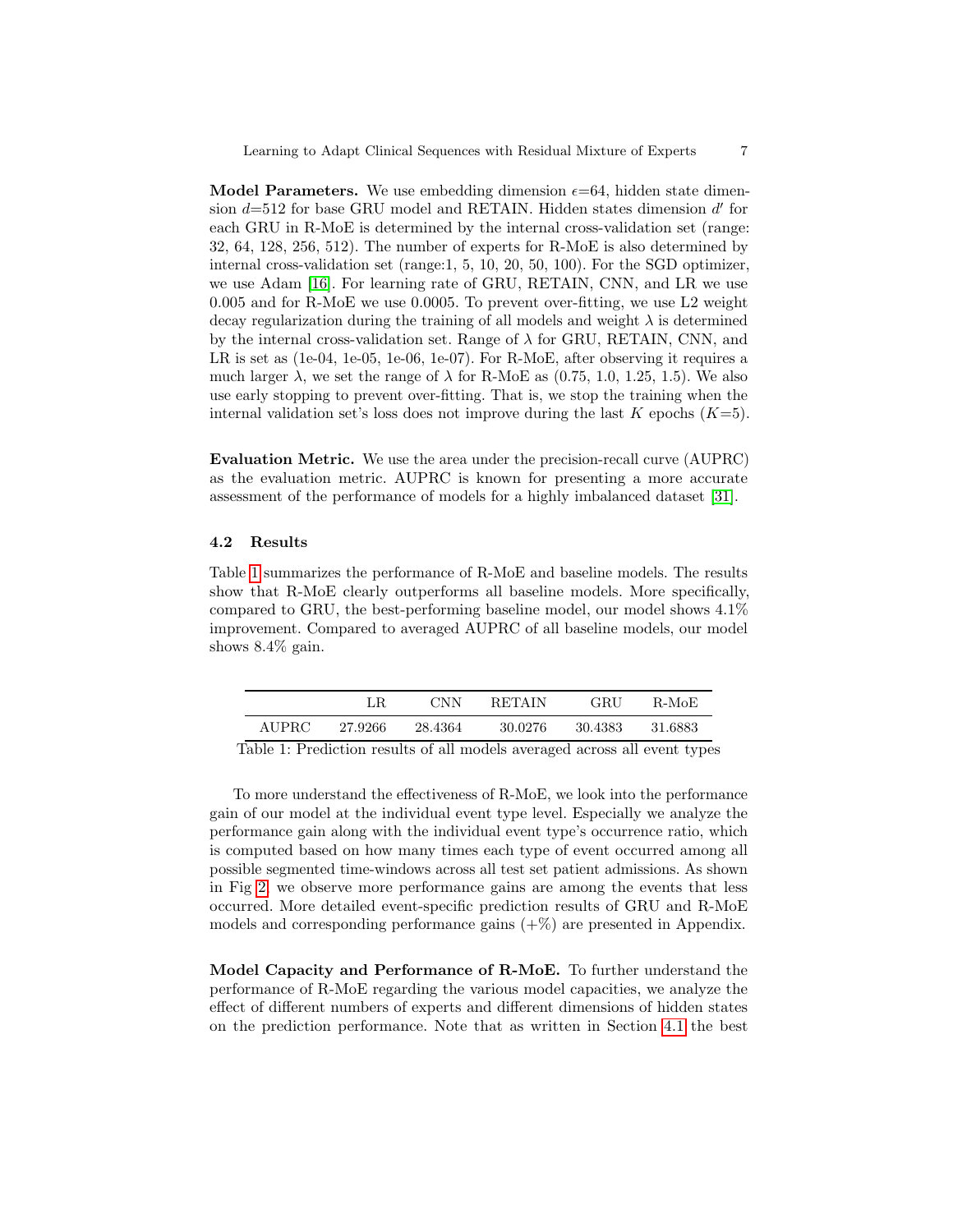**Model Parameters.** We use embedding dimension $\epsilon$=64, hidden state dimension $d$=512 for base GRU model and RETAIN. Hidden states dimension $d'$ for each GRU in R-MoE is determined by the internal cross-validation set (range: 32, 64, 128, 256, 512). The number of experts for R-MoE is also determined by internal cross-validation set (range:1, 5, 10, 20, 50, 100). For the SGD optimizer, we use Adam [16]. For learning rate of GRU, RETAIN, CNN, and LR we use 0.005 and for R-MoE we use 0.0005. To prevent over-fitting, we use L2 weight decay regularization during the training of all models and weight $\lambda$ is determined by the internal cross-validation set. Range of $\lambda$ for GRU, RETAIN, CNN, and LR is set as (1e-04, 1e-05, 1e-06, 1e-07). For R-MoE, after observing it requires a much larger $\lambda$, we set the range of $\lambda$ for R-MoE as (0.75, 1.0, 1.25, 1.5). We also use early stopping to prevent over-fitting. That is, we stop the training when the internal validation set's loss does not improve during the last $K$ epochs ($K$=5).

**Evaluation Metric.** We use the area under the precision-recall curve (AUPRC) as the evaluation metric. AUPRC is known for presenting a more accurate assessment of the performance of models for a highly imbalanced dataset [31].

### 4.2 Results

Table 1 summarizes the performance of R-MoE and baseline models. The results show that R-MoE clearly outperforms all baseline models. More specifically, compared to GRU, the best-performing baseline model, our model shows 4.1% improvement. Compared to averaged AUPRC of all baseline models, our model shows 8.4% gain.

| | LR | CNN | RETAIN | GRU | R-MoE |
|---|---|---|---|---|---|
| AUPRC | 27.9266 | 28.4364 | 30.0276 | 30.4383 | 31.6883 |

Table 1: Prediction results of all models averaged across all event types

To more understand the effectiveness of R-MoE, we look into the performance gain of our model at the individual event type level. Especially we analyze the performance gain along with the individual event type's occurrence ratio, which is computed based on how many times each type of event occurred among all possible segmented time-windows across all test set patient admissions. As shown in Fig 2, we observe more performance gains are among the events that less occurred. More detailed event-specific prediction results of GRU and R-MoE models and corresponding performance gains (+%) are presented in Appendix.

**Model Capacity and Performance of R-MoE.** To further understand the performance of R-MoE regarding the various model capacities, we analyze the effect of different numbers of experts and different dimensions of hidden states on the prediction performance. Note that as written in Section 4.1 the best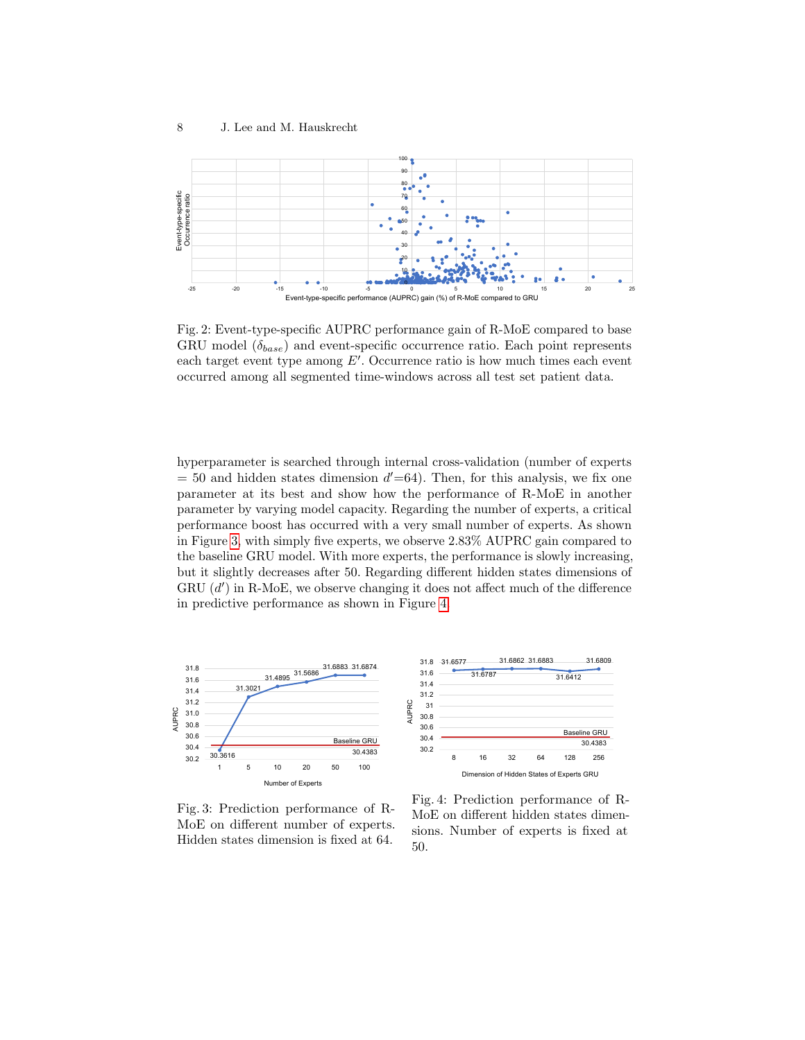Fig. 2: Event-type-specific AUPRC performance gain of R-MoE compared to base GRU model ($\delta_{base}$) and event-specific occurrence ratio. Each point represents each target event type among $E'$. Occurrence ratio is how much times each event occurred among all segmented time-windows across all test set patient data.

hyperparameter is searched through internal cross-validation (number of experts = 50 and hidden states dimension $d'$=64). Then, for this analysis, we fix one parameter at its best and show how the performance of R-MoE in another parameter by varying model capacity. Regarding the number of experts, a critical performance boost has occurred with a very small number of experts. As shown in Figure 3, with simply five experts, we observe 2.83% AUPRC gain compared to the baseline GRU model. With more experts, the performance is slowly increasing, but it slightly decreases after 50. Regarding different hidden states dimensions of GRU ($d'$) in R-MoE, we observe changing it does not affect much of the difference in predictive performance as shown in Figure 4.

Fig. 3: Prediction performance of R-MoE on different number of experts. Hidden states dimension is fixed at 64.

Fig. 4: Prediction performance of R-MoE on different hidden states dimensions. Number of experts is fixed at 50.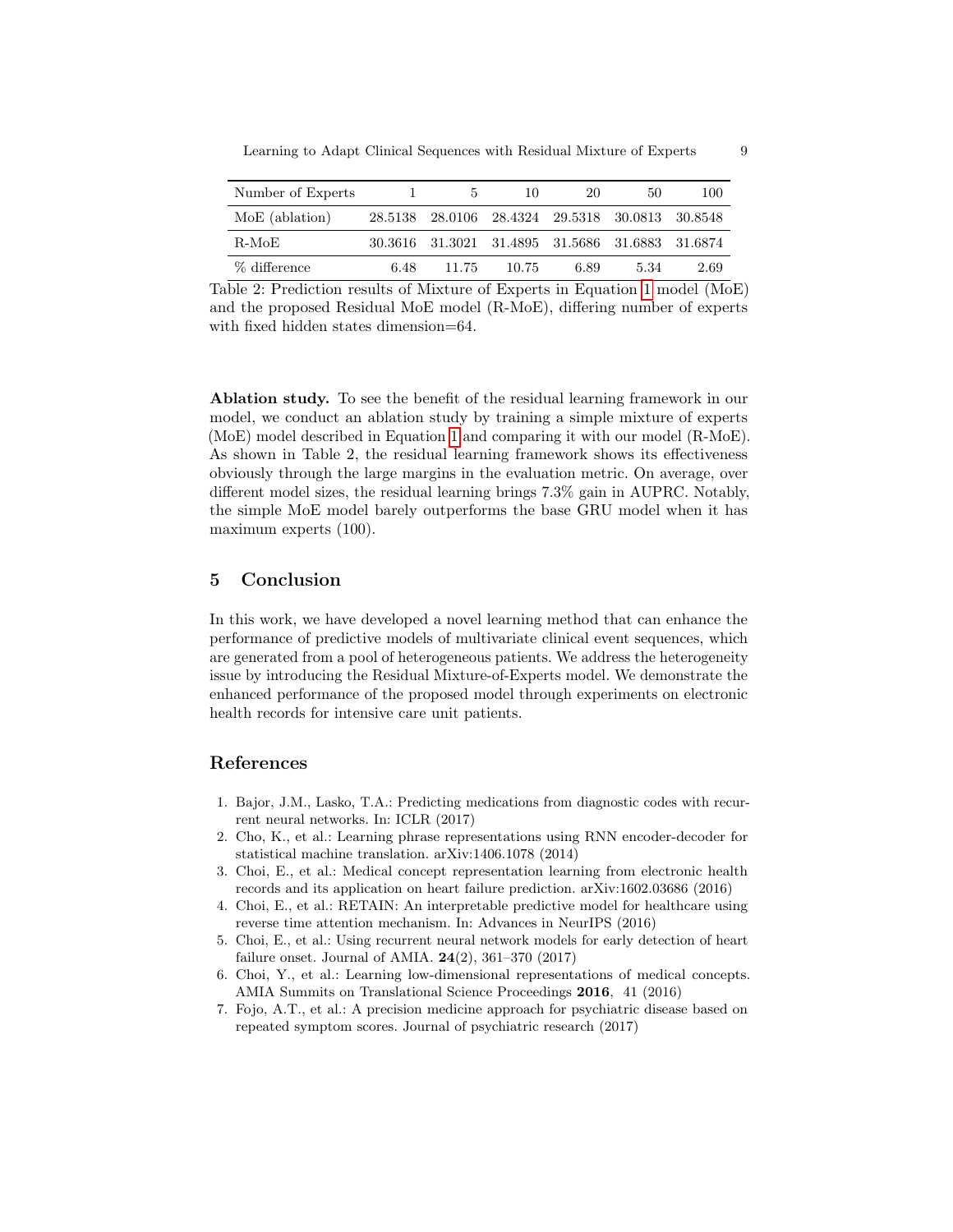| Number of Experts | 1 | 5 | 10 | 20 | 50 | 100 |
|---|---|---|---|---|---|---|
| MoE (ablation) | 28.5138 | 28.0106 | 28.4324 | 29.5318 | 30.0813 | 30.8548 |
| R-MoE | 30.3616 | 31.3021 | 31.4895 | 31.5686 | 31.6883 | 31.6874 |
| % difference | 6.48 | 11.75 | 10.75 | 6.89 | 5.34 | 2.69 |

Table 2: Prediction results of Mixture of Experts in Equation 1 model (MoE) and the proposed Residual MoE model (R-MoE), differing number of experts with fixed hidden states dimension=64.

**Ablation study.** To see the benefit of the residual learning framework in our model, we conduct an ablation study by training a simple mixture of experts (MoE) model described in Equation 1 and comparing it with our model (R-MoE). As shown in Table 2, the residual learning framework shows its effectiveness obviously through the large margins in the evaluation metric. On average, over different model sizes, the residual learning brings 7.3% gain in AUPRC. Notably, the simple MoE model barely outperforms the base GRU model when it has maximum experts (100).

## 5 Conclusion

In this work, we have developed a novel learning method that can enhance the performance of predictive models of multivariate clinical event sequences, which are generated from a pool of heterogeneous patients. We address the heterogeneity issue by introducing the Residual Mixture-of-Experts model. We demonstrate the enhanced performance of the proposed model through experiments on electronic health records for intensive care unit patients.

## References

1. Bajor, J.M., Lasko, T.A.: Predicting medications from diagnostic codes with recurrent neural networks. In: ICLR (2017)
2. Cho, K., et al.: Learning phrase representations using RNN encoder-decoder for statistical machine translation. arXiv:1406.1078 (2014)
3. Choi, E., et al.: Medical concept representation learning from electronic health records and its application on heart failure prediction. arXiv:1602.03686 (2016)
4. Choi, E., et al.: RETAIN: An interpretable predictive model for healthcare using reverse time attention mechanism. In: Advances in NeurIPS (2016)
5. Choi, E., et al.: Using recurrent neural network models for early detection of heart failure onset. Journal of AMIA. **24**(2), 361–370 (2017)
6. Choi, Y., et al.: Learning low-dimensional representations of medical concepts. AMIA Summits on Translational Science Proceedings **2016**, 41 (2016)
7. Fojo, A.T., et al.: A precision medicine approach for psychiatric disease based on repeated symptom scores. Journal of psychiatric research (2017)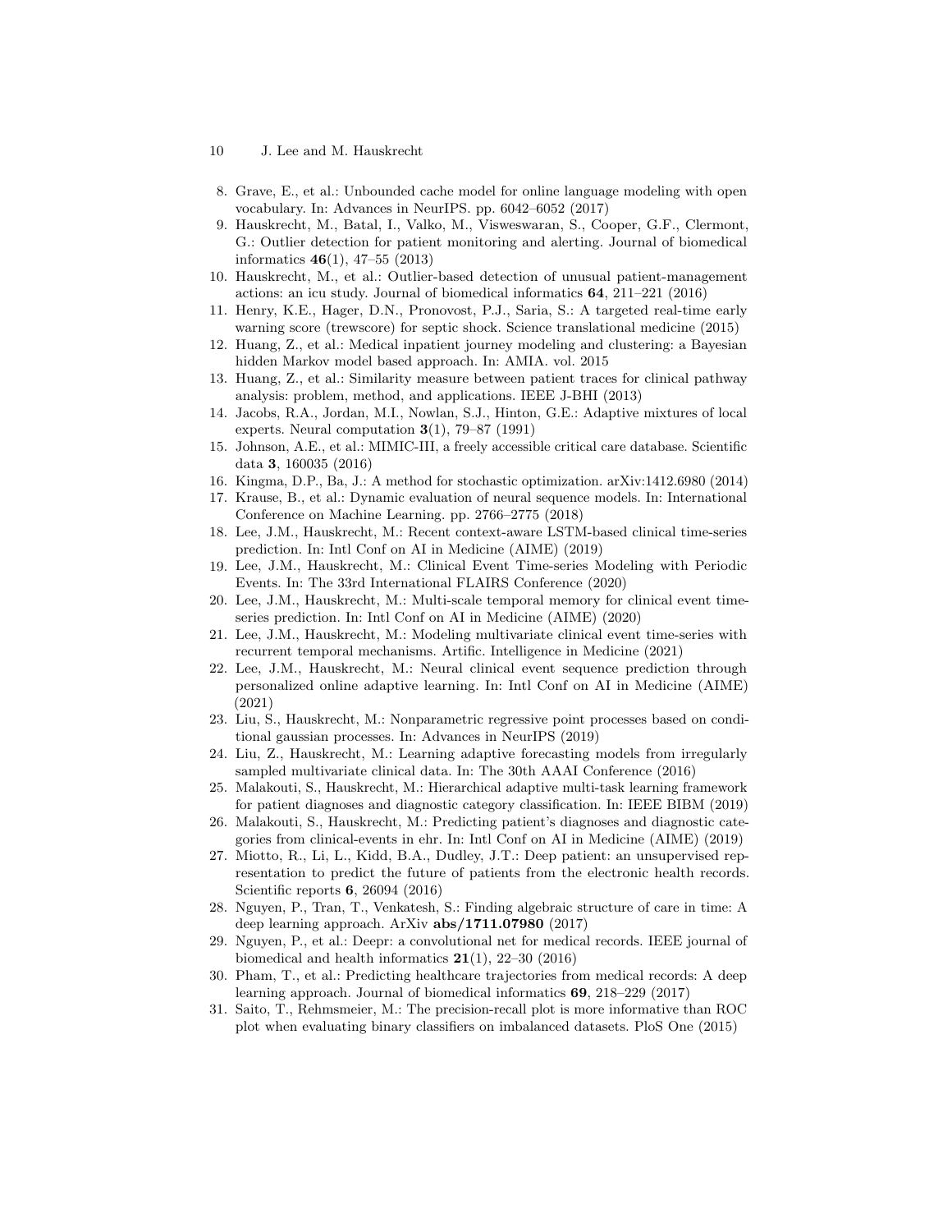8. Grave, E., et al.: Unbounded cache model for online language modeling with open vocabulary. In: Advances in NeurIPS. pp. 6042–6052 (2017)
9. Hauskrecht, M., Batal, I., Valko, M., Visweswaran, S., Cooper, G.F., Clermont, G.: Outlier detection for patient monitoring and alerting. Journal of biomedical informatics **46**(1), 47–55 (2013)
10. Hauskrecht, M., et al.: Outlier-based detection of unusual patient-management actions: an icu study. Journal of biomedical informatics **64**, 211–221 (2016)
11. Henry, K.E., Hager, D.N., Pronovost, P.J., Saria, S.: A targeted real-time early warning score (trewscore) for septic shock. Science translational medicine (2015)
12. Huang, Z., et al.: Medical inpatient journey modeling and clustering: a Bayesian hidden Markov model based approach. In: AMIA. vol. 2015
13. Huang, Z., et al.: Similarity measure between patient traces for clinical pathway analysis: problem, method, and applications. IEEE J-BHI (2013)
14. Jacobs, R.A., Jordan, M.I., Nowlan, S.J., Hinton, G.E.: Adaptive mixtures of local experts. Neural computation **3**(1), 79–87 (1991)
15. Johnson, A.E., et al.: MIMIC-III, a freely accessible critical care database. Scientific data **3**, 160035 (2016)
16. Kingma, D.P., Ba, J.: A method for stochastic optimization. arXiv:1412.6980 (2014)
17. Krause, B., et al.: Dynamic evaluation of neural sequence models. In: International Conference on Machine Learning. pp. 2766–2775 (2018)
18. Lee, J.M., Hauskrecht, M.: Recent context-aware LSTM-based clinical time-series prediction. In: Intl Conf on AI in Medicine (AIME) (2019)
19. Lee, J.M., Hauskrecht, M.: Clinical Event Time-series Modeling with Periodic Events. In: The 33rd International FLAIRS Conference (2020)
20. Lee, J.M., Hauskrecht, M.: Multi-scale temporal memory for clinical event time-series prediction. In: Intl Conf on AI in Medicine (AIME) (2020)
21. Lee, J.M., Hauskrecht, M.: Modeling multivariate clinical event time-series with recurrent temporal mechanisms. Artific. Intelligence in Medicine (2021)
22. Lee, J.M., Hauskrecht, M.: Neural clinical event sequence prediction through personalized online adaptive learning. In: Intl Conf on AI in Medicine (AIME) (2021)
23. Liu, S., Hauskrecht, M.: Nonparametric regressive point processes based on conditional gaussian processes. In: Advances in NeurIPS (2019)
24. Liu, Z., Hauskrecht, M.: Learning adaptive forecasting models from irregularly sampled multivariate clinical data. In: The 30th AAAI Conference (2016)
25. Malakouti, S., Hauskrecht, M.: Hierarchical adaptive multi-task learning framework for patient diagnoses and diagnostic category classification. In: IEEE BIBM (2019)
26. Malakouti, S., Hauskrecht, M.: Predicting patient's diagnoses and diagnostic categories from clinical-events in ehr. In: Intl Conf on AI in Medicine (AIME) (2019)
27. Miotto, R., Li, L., Kidd, B.A., Dudley, J.T.: Deep patient: an unsupervised representation to predict the future of patients from the electronic health records. Scientific reports **6**, 26094 (2016)
28. Nguyen, P., Tran, T., Venkatesh, S.: Finding algebraic structure of care in time: A deep learning approach. ArXiv **abs/1711.07980** (2017)
29. Nguyen, P., et al.: Deepr: a convolutional net for medical records. IEEE journal of biomedical and health informatics **21**(1), 22–30 (2016)
30. Pham, T., et al.: Predicting healthcare trajectories from medical records: A deep learning approach. Journal of biomedical informatics **69**, 218–229 (2017)
31. Saito, T., Rehmsmeier, M.: The precision-recall plot is more informative than ROC plot when evaluating binary classifiers on imbalanced datasets. PloS One (2015)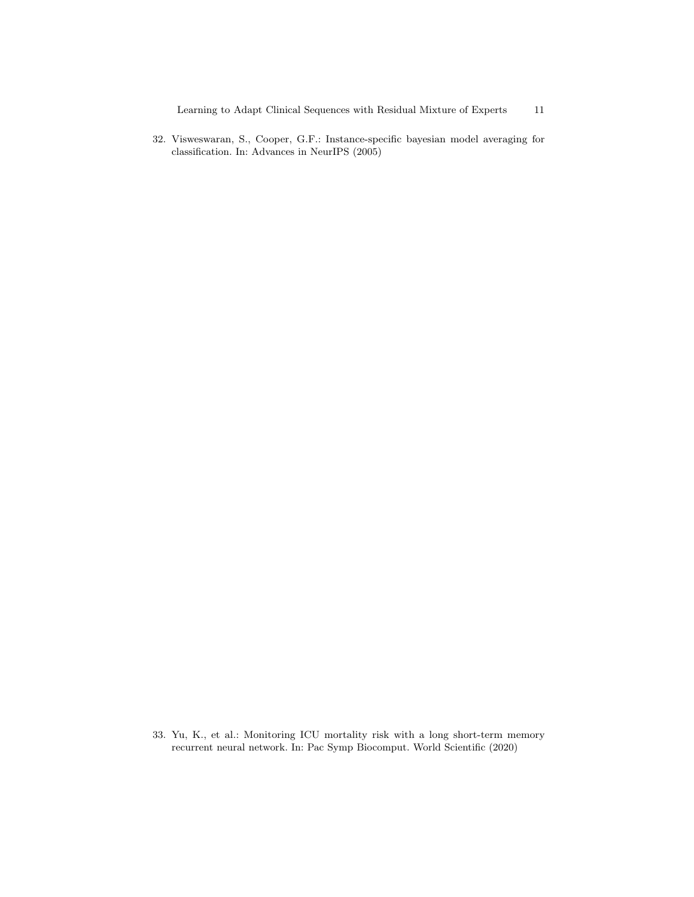32. Visweswaran, S., Cooper, G.F.: Instance-specific bayesian model averaging for classification. In: Advances in NeurIPS (2005)

33. Yu, K., et al.: Monitoring ICU mortality risk with a long short-term memory recurrent neural network. In: Pac Symp Biocomput. World Scientific (2020)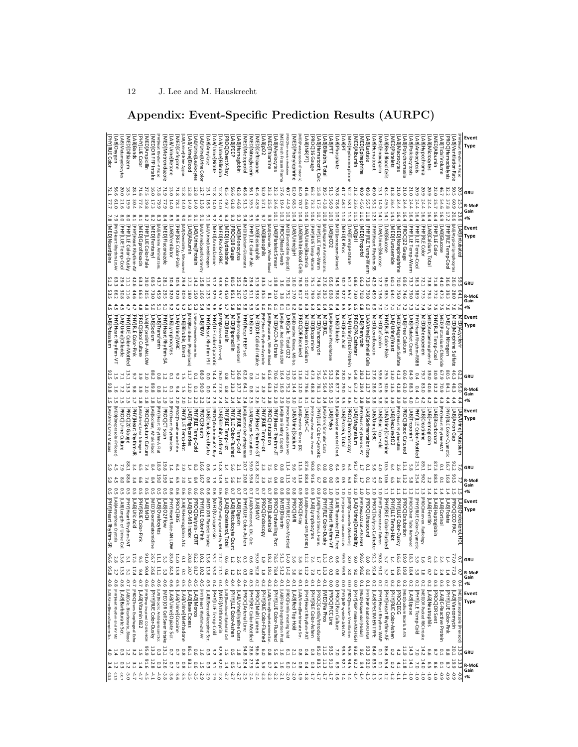## Appendix: Event-Specific Prediction Results (AURPC)

| Event Type | GRU | R-MoE | Gain +% |
|---|---|---|---|
| [PHY]Heart Rhythm-A Paced | 20.5 | | |
| [LAB]Ventilation Rate | 50.5 | 60.9 | 20.6 |
| [PROC]Hemodialysis | 32.2 | 37.8 | 17.2 |
| [LAB]Tidal Volume | 46.7 | 54.6 | 16.9 |
| [MED]Albumin | 22.0 | 25.7 | 16.4 |
| [LAB]Microcytes | 20.9 | 24.4 | 16.4 |
| [LAB]Hypochromia | 20.9 | 24.4 | 16.4 |
| [LAB]Anisocytosis | 20.9 | 24.4 | 16.4 |
| [LAB]Poikilocytosis | 21.0 | 24.4 | 16.4 |
| [LAB]Polychromasia | 21.0 | 24.4 | 16.4 |
| [LAB]Macrocytes | 21.0 | 24.4 | 16.4 |
| [MED]Platelets | 31.8 | 36.4 | 14.5 |
| [LAB]Red Blood Cells | 43.4 | 49.5 | 14.1 |
| [MED]Enoxaparin | 13.1 | 14.9 | 14.1 |
| [LAB]Hematocrit | 49.0 | 55.2 | 12.5 |
| [LAB]Lactate | 49.8 | 55.7 | 11.8 |
| [MED]Epinephrine | 40.9 | 45.6 | 11.6 |
| [MED]Hydromorphone | 21.2 | 23.6 | 11.1 |
| [LAB]PT | 41.7 | 46.2 | 11.0 |
| [LAB]Phosphate | 52.2 | 58.1 | 11.3 |
| [LAB]PTT | 51.3 | 56.9 | 10.9 |
| [LAB]Bilirubin, Total | 39.5 | 43.8 | 10.9 |
| [LAB]Hematocrit, Calc. | 15.8 | 17.5 | 10.7 |
| [PROC]18 Gauge | 66.2 | 73.2 | 10.6 |
| [LAB]INR(PT) | 41.6 | 46.0 | 10.6 |
| [MED]Phenylephrine | 62.0 | 68.5 | 10.4 |
| [MED]Fresh Frozen Plasma | 17.6 | 19.4 | 10.3 |
| [LAB]Myelocytes | 22.3 | 24.6 | 10.1 |
| [MED]Thiamine | 23.2 | 25.5 | 9.9 |
| [LAB]pO2 | 52.0 | 57.1 | 9.7 |
| [MED]Ceftriaxone | 44.6 | 48.9 | 9.6 |
| [MED]Nitroglycerin | 36.6 | 40.0 | 9.5 |
| [MED]Metoprolol | 46.8 | 51.3 | 9.4 |
| [LAB]Hemoglobin | 42.8 | 46.8 | 9.3 |
| [LAB]PEEP | 56.6 | 61.8 | 9.3 |
| [PROC]Chest X-Ray | 45.5 | 49.7 | 9.3 |
| [LAB]Urine]Bilirubin | 12.8 | 14.0 | 9.2 |
| [LAB]Urine]Nitrite | 12.8 | 14.0 | 9.2 |
| [LAB]Amylase | 15.1 | 16.5 | 9.1 |
| [LAB]Urine]Urine Color | 12.8 | 14.0 | 9.1 |
| [LAB]Urine]Leukocytes | 12.8 | 14.0 | 9.0 |
| [LAB]Urine]Blood | 12.8 | 14.0 | 9.0 |
| [LAB]Urine]Urine Appear. | 12.8 | 14.0 | 9.0 |
| [MED]Cefepime | 71.8 | 78.2 | 8.9 |
| [LAB]Urine]Ketone | 13.0 | 14.0 | 8.5 |
| [MED]Metronidazole | 71.9 | 77.9 | 8.4 |
| [MED]OR FFP Intake | 16.0 | 17.3 | 8.2 |
| [MED]Ampicillin | 27.5 | 29.8 | 8.2 |
| [PHY]LLE Color | 71.6 | 77.4 | 8.1 |
| [LAB]Bands | 28.1 | 30.4 | 8.1 |
| [MED]Diltiazem | 18.5 | 19.9 | 8.0 |
| [LAB]Metamyelocytes | 20.0 | 21.6 | 8.0 |
| [LAB]Oxygen | 56.6 | 61.0 | 7.9 |
| [PHY]RLE Color | 72.1 | 77.7 | 7.8 |
| [LAB]Intubated | 59.0 | 63.6 | 7.6 |
| [LAB]Atypical Lymphocytes | 26.0 | 28.0 | 7.6 |
| [PHY]RLE Temp-Cool | 36.6 | 39.3 | 7.6 |
| [LAB]Glucose | 44.0 | 47.3 | 7.5 |
| [PHY]LUE Color | 71.8 | 77.2 | 7.5 |
| [LAB]Calcium, Total | 73.8 | 79.3 | 7.5 |
| [PHY]LLE Temp-Cool | 36.3 | 38.9 | 7.4 |
| [PHY]RUE Color | 72.1 | 77.5 | 7.4 |
| [PHY]LLE Temp-Warm | 73.7 | 79.0 | 7.2 |
| [MED]Norepinephrine | 70.0 | 75.0 | 7.1 |
| [MED]Furosemide | 60.1 | 64.4 | 7.1 |
| [LAB]Glucose | 36.0 | 38.5 | 7.1 |
| [LAB]Urine]Glucose | 12.7 | 13.6 | 7.0 |
| [PHY]Heart Rhythm-SB | 42.9 | 45.9 | 6.9 |
| [PHY]RUE Temp-Warm | 73.9 | 79.0 | 6.9 |
| [MED]Propofol | 66.3 | 70.8 | 6.8 |
| [LAB]pH | 68.6 | 73.0 | 6.5 |
| [LAB]Temperature | 61.7 | 65.7 | 6.5 |
| [MED]K Phos | 30.7 | 32.7 | 6.5 |
| [MED]Lorazepam (Ativan) | 34.5 | 36.8 | 6.4 |
| [LAB]pCO2 | 65.6 | 69.8 | 6.4 |
| [LAB]Platelet Smear | 19.8 | 21.0 | 6.1 |
| [LAB]Basophils | 33.5 | 35.5 | 6.0 |
| [MED]Nicardipine | 51.2 | 53.5 | 4.5 |
| [LAB]Potassium | 92.5 | 93.8 | 1.5 |
| [PHY]Heart Rhythm-SR | 96.6 | 95.8 | -0.8 |
| [LAB]Urine]Benzodiazepine Scr. | 4.0 | 3.4 | -15.5 |